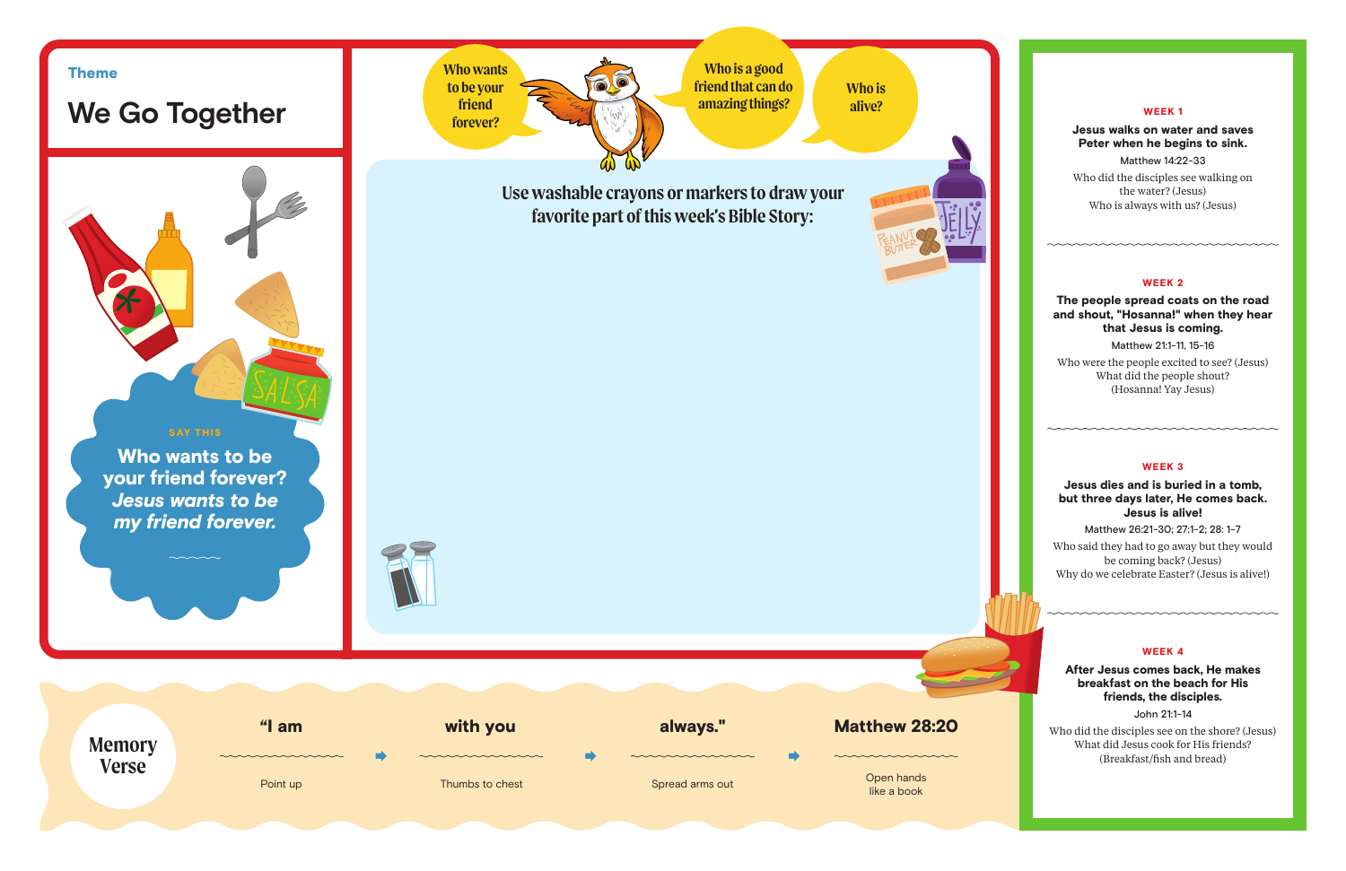Theme

# We Go Together

SAY THIS

**Who wants to be your friend forever?**
***Jesus wants to be my friend forever.***

Who wants to be your friend forever?

Who is a good friend that can do amazing things?

Who is alive?

**Use washable crayons or markers to draw your favorite part of this week's Bible Story:**

## Memory Verse

| "I am | with you | always." | Matthew 28:20 |
|---|---|---|---|
| Point up | Thumbs to chest | Spread arms out | Open hands like a book |

### WEEK 1

**Jesus walks on water and saves Peter when he begins to sink.**

Matthew 14:22-33

Who did the disciples see walking on the water? (Jesus)
Who is always with us? (Jesus)

### WEEK 2

**The people spread coats on the road and shout, "Hosanna!" when they hear that Jesus is coming.**

Matthew 21:1-11, 15-16

Who were the people excited to see? (Jesus)
What did the people shout? (Hosanna! Yay Jesus)

### WEEK 3

**Jesus dies and is buried in a tomb, but three days later, He comes back. Jesus is alive!**

Matthew 26:21-30; 27:1-2; 28: 1-7

Who said they had to go away but they would be coming back? (Jesus)
Why do we celebrate Easter? (Jesus is alive!)

### WEEK 4

**After Jesus comes back, He makes breakfast on the beach for His friends, the disciples.**

John 21:1-14

Who did the disciples see on the shore? (Jesus)
What did Jesus cook for His friends? (Breakfast/fish and bread)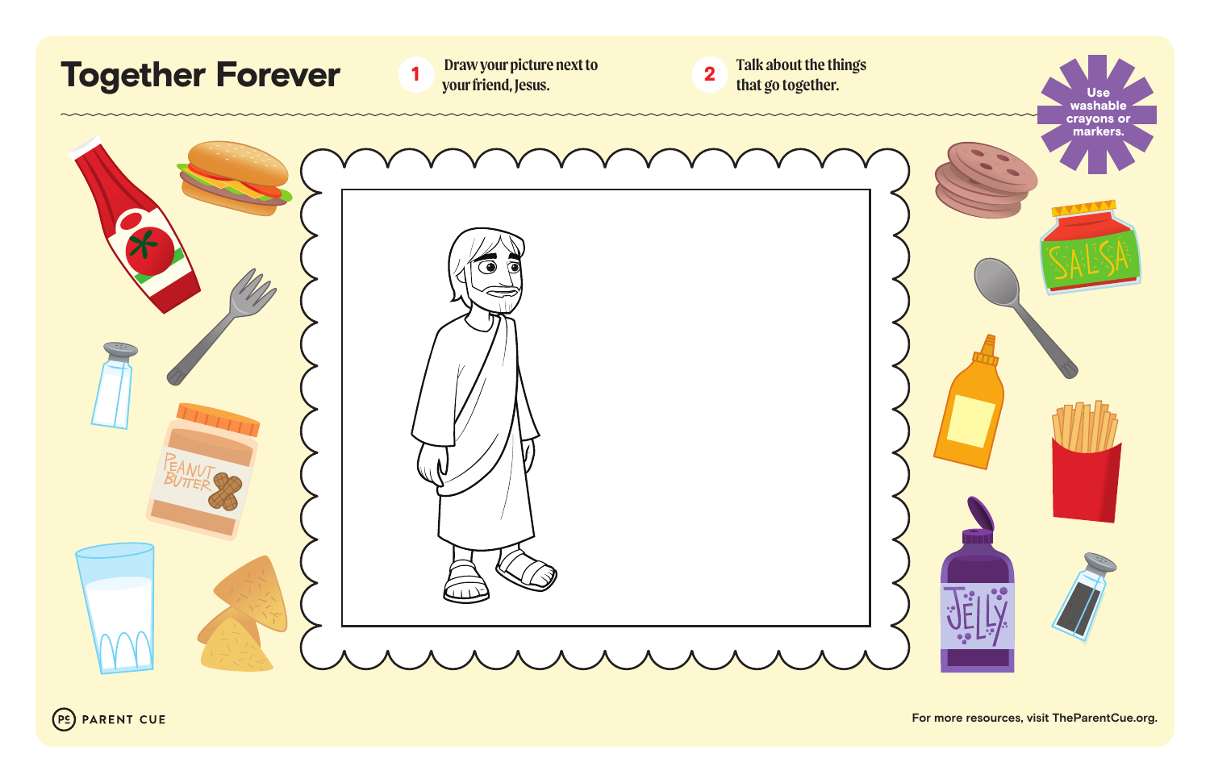# Together Forever

1. Draw your picture next to your friend, Jesus.
2. Talk about the things that go together.

Use washable crayons or markers.

PARENT CUE

For more resources, visit TheParentCue.org.